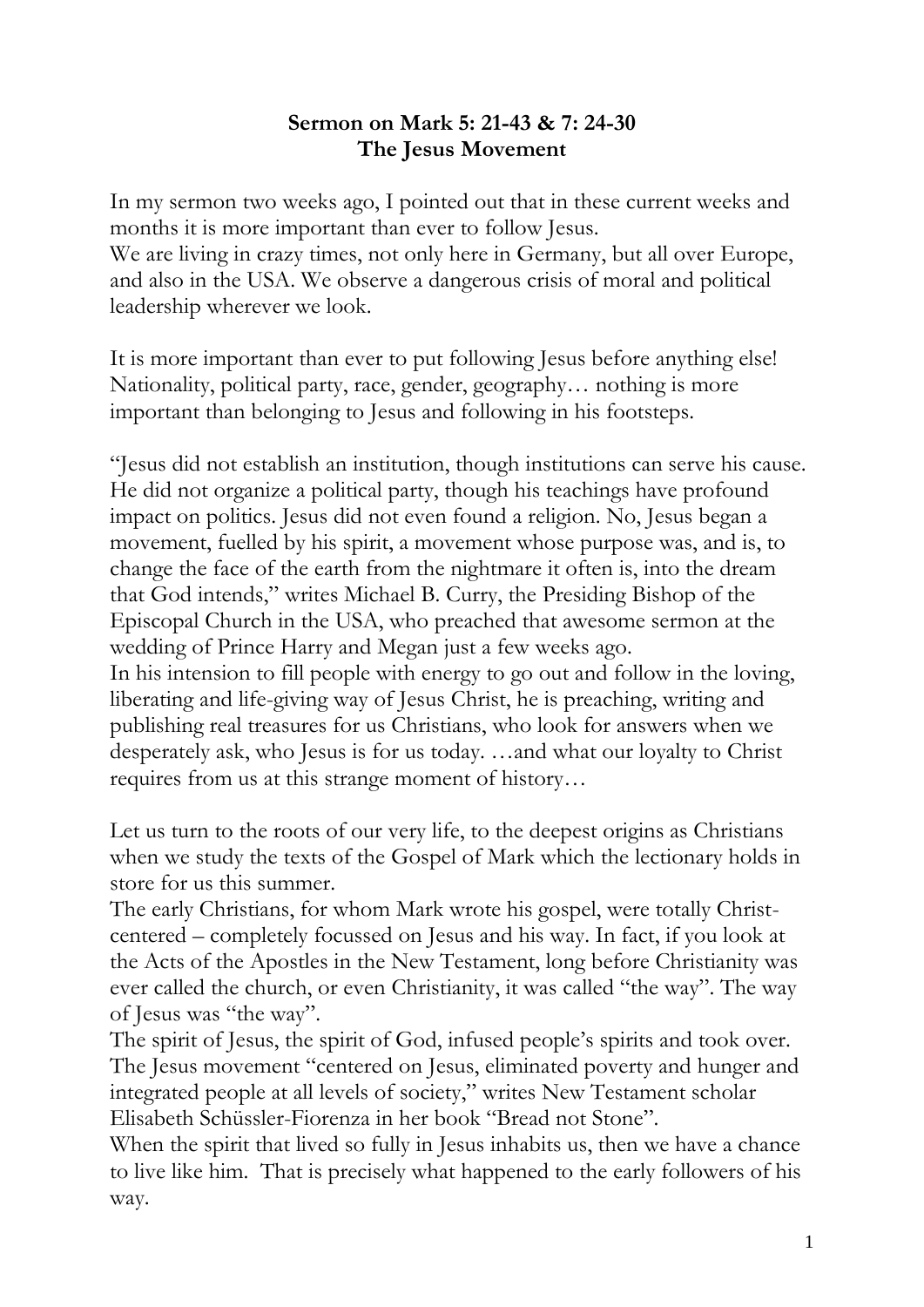**Sermon on Mark 5: 21-43 & 7: 24-30**
**The Jesus Movement**

In my sermon two weeks ago, I pointed out that in these current weeks and months it is more important than ever to follow Jesus.
We are living in crazy times, not only here in Germany, but all over Europe, and also in the USA. We observe a dangerous crisis of moral and political leadership wherever we look.

It is more important than ever to put following Jesus before anything else! Nationality, political party, race, gender, geography… nothing is more important than belonging to Jesus and following in his footsteps.

"Jesus did not establish an institution, though institutions can serve his cause. He did not organize a political party, though his teachings have profound impact on politics. Jesus did not even found a religion. No, Jesus began a movement, fuelled by his spirit, a movement whose purpose was, and is, to change the face of the earth from the nightmare it often is, into the dream that God intends," writes Michael B. Curry, the Presiding Bishop of the Episcopal Church in the USA, who preached that awesome sermon at the wedding of Prince Harry and Megan just a few weeks ago.
In his intension to fill people with energy to go out and follow in the loving, liberating and life-giving way of Jesus Christ, he is preaching, writing and publishing real treasures for us Christians, who look for answers when we desperately ask, who Jesus is for us today. …and what our loyalty to Christ requires from us at this strange moment of history…

Let us turn to the roots of our very life, to the deepest origins as Christians when we study the texts of the Gospel of Mark which the lectionary holds in store for us this summer.
The early Christians, for whom Mark wrote his gospel, were totally Christ-centered – completely focussed on Jesus and his way. In fact, if you look at the Acts of the Apostles in the New Testament, long before Christianity was ever called the church, or even Christianity, it was called "the way". The way of Jesus was "the way".
The spirit of Jesus, the spirit of God, infused people's spirits and took over. The Jesus movement "centered on Jesus, eliminated poverty and hunger and integrated people at all levels of society," writes New Testament scholar Elisabeth Schüssler-Fiorenza in her book "Bread not Stone".
When the spirit that lived so fully in Jesus inhabits us, then we have a chance to live like him. That is precisely what happened to the early followers of his way.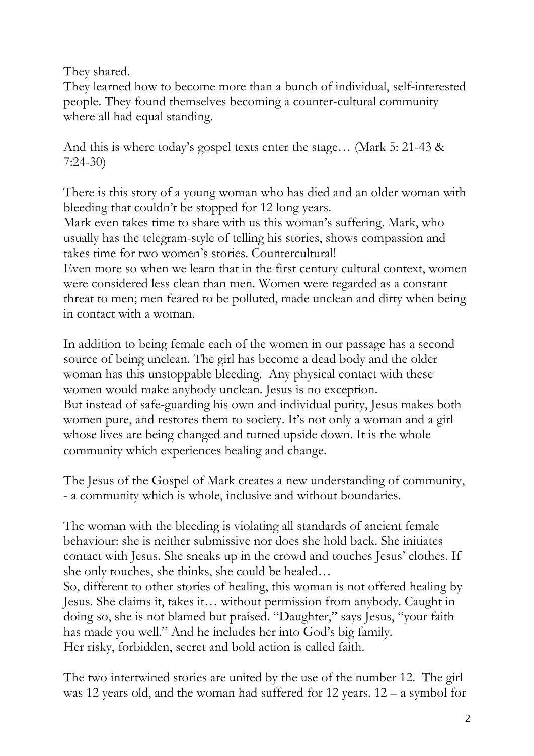They shared.
They learned how to become more than a bunch of individual, self-interested people. They found themselves becoming a counter-cultural community where all had equal standing.

And this is where today's gospel texts enter the stage… (Mark 5: 21-43 & 7:24-30)

There is this story of a young woman who has died and an older woman with bleeding that couldn't be stopped for 12 long years.
Mark even takes time to share with us this woman's suffering. Mark, who usually has the telegram-style of telling his stories, shows compassion and takes time for two women's stories. Countercultural!
Even more so when we learn that in the first century cultural context, women were considered less clean than men. Women were regarded as a constant threat to men; men feared to be polluted, made unclean and dirty when being in contact with a woman.

In addition to being female each of the women in our passage has a second source of being unclean. The girl has become a dead body and the older woman has this unstoppable bleeding. Any physical contact with these women would make anybody unclean. Jesus is no exception.
But instead of safe-guarding his own and individual purity, Jesus makes both women pure, and restores them to society. It's not only a woman and a girl whose lives are being changed and turned upside down. It is the whole community which experiences healing and change.

The Jesus of the Gospel of Mark creates a new understanding of community, - a community which is whole, inclusive and without boundaries.

The woman with the bleeding is violating all standards of ancient female behaviour: she is neither submissive nor does she hold back. She initiates contact with Jesus. She sneaks up in the crowd and touches Jesus' clothes. If she only touches, she thinks, she could be healed…
So, different to other stories of healing, this woman is not offered healing by Jesus. She claims it, takes it… without permission from anybody. Caught in doing so, she is not blamed but praised. "Daughter," says Jesus, "your faith has made you well." And he includes her into God's big family.
Her risky, forbidden, secret and bold action is called faith.

The two intertwined stories are united by the use of the number 12. The girl was 12 years old, and the woman had suffered for 12 years. 12 – a symbol for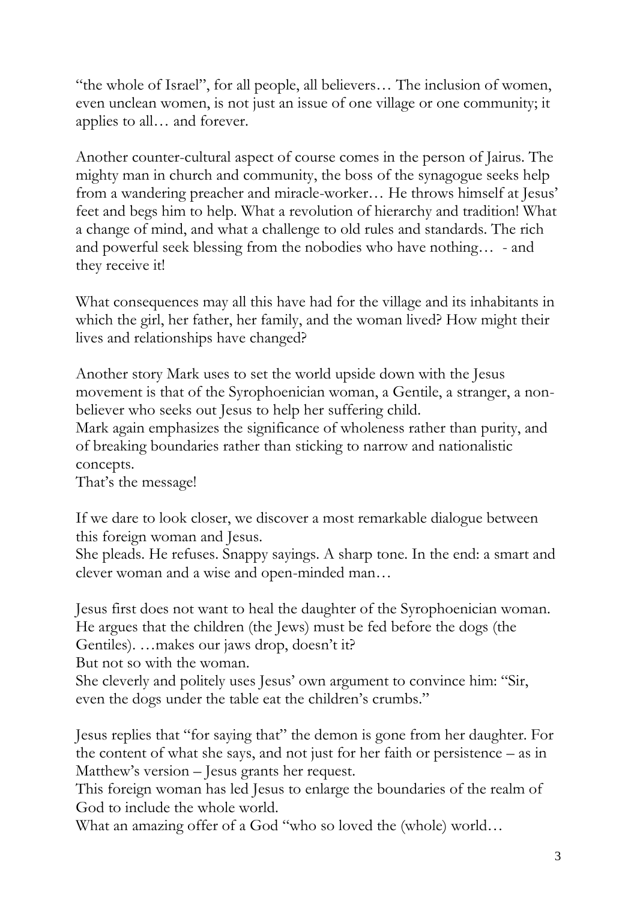"the whole of Israel", for all people, all believers… The inclusion of women, even unclean women, is not just an issue of one village or one community; it applies to all… and forever.

Another counter-cultural aspect of course comes in the person of Jairus. The mighty man in church and community, the boss of the synagogue seeks help from a wandering preacher and miracle-worker… He throws himself at Jesus' feet and begs him to help. What a revolution of hierarchy and tradition! What a change of mind, and what a challenge to old rules and standards. The rich and powerful seek blessing from the nobodies who have nothing… - and they receive it!

What consequences may all this have had for the village and its inhabitants in which the girl, her father, her family, and the woman lived? How might their lives and relationships have changed?

Another story Mark uses to set the world upside down with the Jesus movement is that of the Syrophoenician woman, a Gentile, a stranger, a non-believer who seeks out Jesus to help her suffering child.
Mark again emphasizes the significance of wholeness rather than purity, and of breaking boundaries rather than sticking to narrow and nationalistic concepts.
That's the message!

If we dare to look closer, we discover a most remarkable dialogue between this foreign woman and Jesus.
She pleads. He refuses. Snappy sayings. A sharp tone. In the end: a smart and clever woman and a wise and open-minded man…

Jesus first does not want to heal the daughter of the Syrophoenician woman. He argues that the children (the Jews) must be fed before the dogs (the Gentiles). …makes our jaws drop, doesn't it?
But not so with the woman.
She cleverly and politely uses Jesus' own argument to convince him: "Sir, even the dogs under the table eat the children's crumbs."

Jesus replies that "for saying that" the demon is gone from her daughter. For the content of what she says, and not just for her faith or persistence – as in Matthew's version – Jesus grants her request.
This foreign woman has led Jesus to enlarge the boundaries of the realm of God to include the whole world.
What an amazing offer of a God "who so loved the (whole) world…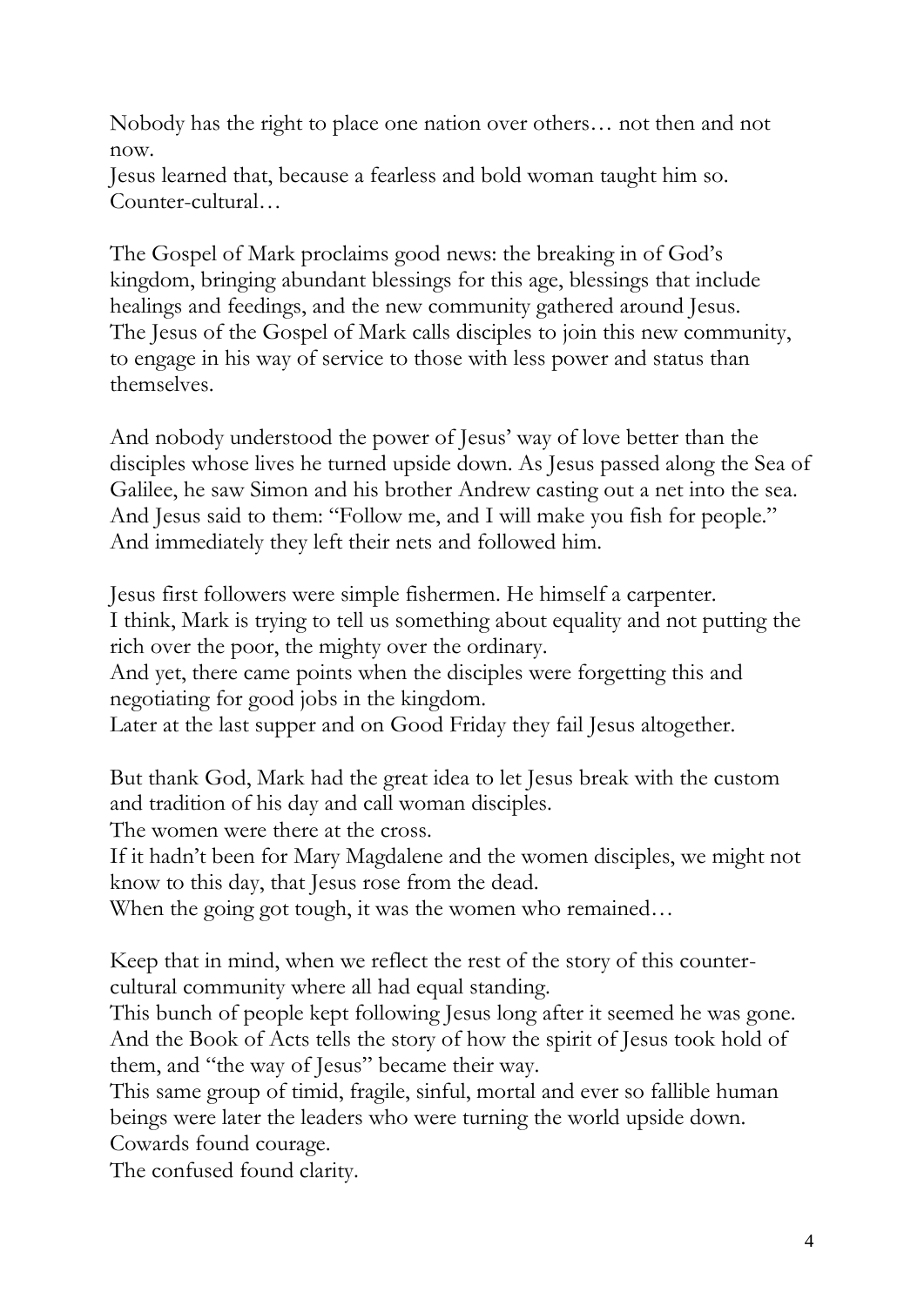Nobody has the right to place one nation over others… not then and not now.
Jesus learned that, because a fearless and bold woman taught him so.
Counter-cultural…

The Gospel of Mark proclaims good news: the breaking in of God's kingdom, bringing abundant blessings for this age, blessings that include healings and feedings, and the new community gathered around Jesus.
The Jesus of the Gospel of Mark calls disciples to join this new community, to engage in his way of service to those with less power and status than themselves.

And nobody understood the power of Jesus' way of love better than the disciples whose lives he turned upside down. As Jesus passed along the Sea of Galilee, he saw Simon and his brother Andrew casting out a net into the sea. And Jesus said to them: "Follow me, and I will make you fish for people." And immediately they left their nets and followed him.

Jesus first followers were simple fishermen. He himself a carpenter.
I think, Mark is trying to tell us something about equality and not putting the rich over the poor, the mighty over the ordinary.
And yet, there came points when the disciples were forgetting this and negotiating for good jobs in the kingdom.
Later at the last supper and on Good Friday they fail Jesus altogether.

But thank God, Mark had the great idea to let Jesus break with the custom and tradition of his day and call woman disciples.
The women were there at the cross.
If it hadn't been for Mary Magdalene and the women disciples, we might not know to this day, that Jesus rose from the dead.
When the going got tough, it was the women who remained…

Keep that in mind, when we reflect the rest of the story of this counter-cultural community where all had equal standing.
This bunch of people kept following Jesus long after it seemed he was gone.
And the Book of Acts tells the story of how the spirit of Jesus took hold of them, and "the way of Jesus" became their way.
This same group of timid, fragile, sinful, mortal and ever so fallible human beings were later the leaders who were turning the world upside down.
Cowards found courage.
The confused found clarity.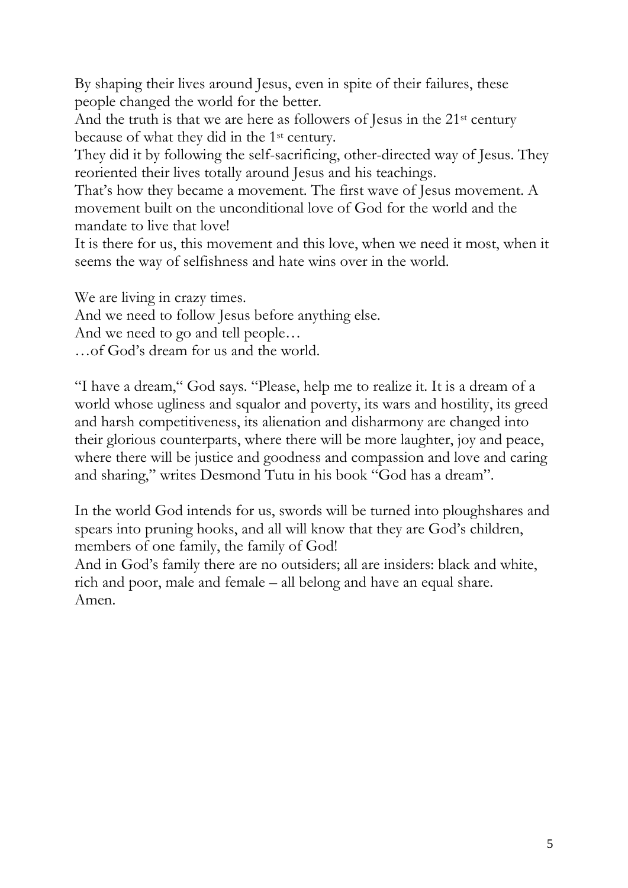By shaping their lives around Jesus, even in spite of their failures, these people changed the world for the better.
And the truth is that we are here as followers of Jesus in the 21st century because of what they did in the 1st century.
They did it by following the self-sacrificing, other-directed way of Jesus. They reoriented their lives totally around Jesus and his teachings.
That's how they became a movement. The first wave of Jesus movement. A movement built on the unconditional love of God for the world and the mandate to live that love!
It is there for us, this movement and this love, when we need it most, when it seems the way of selfishness and hate wins over in the world.

We are living in crazy times.
And we need to follow Jesus before anything else.
And we need to go and tell people…
…of God's dream for us and the world.

"I have a dream," God says. "Please, help me to realize it. It is a dream of a world whose ugliness and squalor and poverty, its wars and hostility, its greed and harsh competitiveness, its alienation and disharmony are changed into their glorious counterparts, where there will be more laughter, joy and peace, where there will be justice and goodness and compassion and love and caring and sharing," writes Desmond Tutu in his book "God has a dream".

In the world God intends for us, swords will be turned into ploughshares and spears into pruning hooks, and all will know that they are God's children, members of one family, the family of God!
And in God's family there are no outsiders; all are insiders: black and white, rich and poor, male and female – all belong and have an equal share.
Amen.